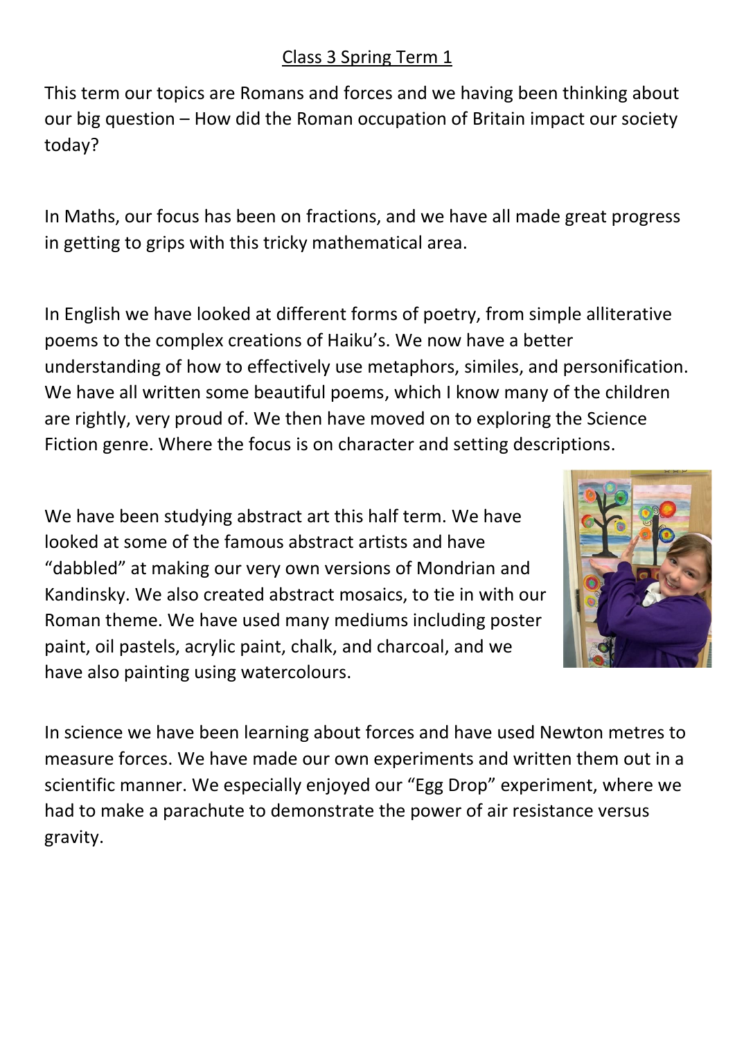# Class 3 Spring Term 1

This term our topics are Romans and forces and we having been thinking about our big question – How did the Roman occupation of Britain impact our society today?

In Maths, our focus has been on fractions, and we have all made great progress in getting to grips with this tricky mathematical area.

In English we have looked at different forms of poetry, from simple alliterative poems to the complex creations of Haiku's. We now have a better understanding of how to effectively use metaphors, similes, and personification. We have all written some beautiful poems, which I know many of the children are rightly, very proud of. We then have moved on to exploring the Science Fiction genre. Where the focus is on character and setting descriptions.

We have been studying abstract art this half term. We have looked at some of the famous abstract artists and have "dabbled" at making our very own versions of Mondrian and Kandinsky. We also created abstract mosaics, to tie in with our Roman theme. We have used many mediums including poster paint, oil pastels, acrylic paint, chalk, and charcoal, and we have also painting using watercolours.

In science we have been learning about forces and have used Newton metres to measure forces. We have made our own experiments and written them out in a scientific manner. We especially enjoyed our "Egg Drop" experiment, where we had to make a parachute to demonstrate the power of air resistance versus gravity.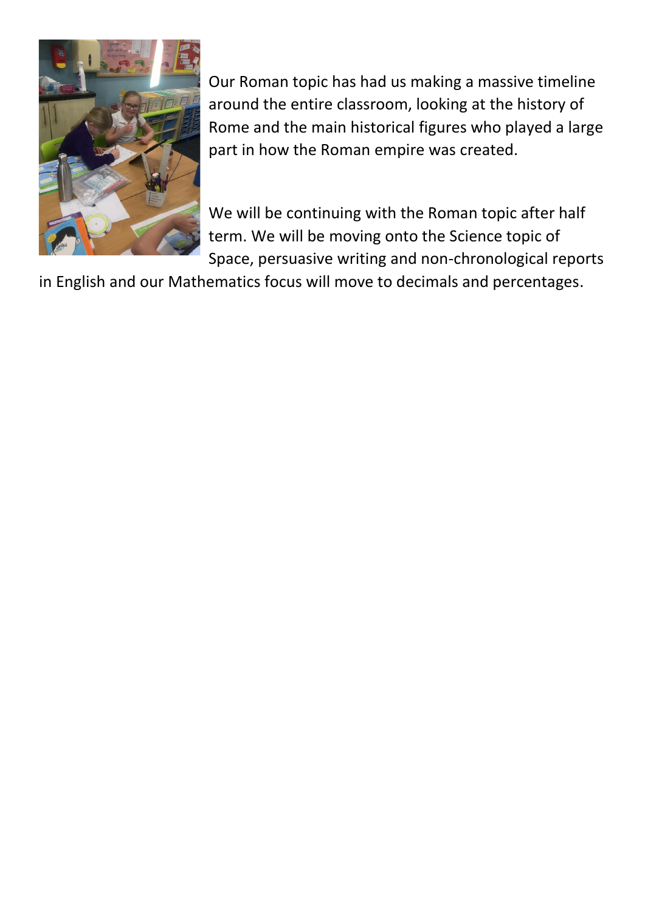Our Roman topic has had us making a massive timeline around the entire classroom, looking at the history of Rome and the main historical figures who played a large part in how the Roman empire was created.

We will be continuing with the Roman topic after half term. We will be moving onto the Science topic of Space, persuasive writing and non-chronological reports in English and our Mathematics focus will move to decimals and percentages.